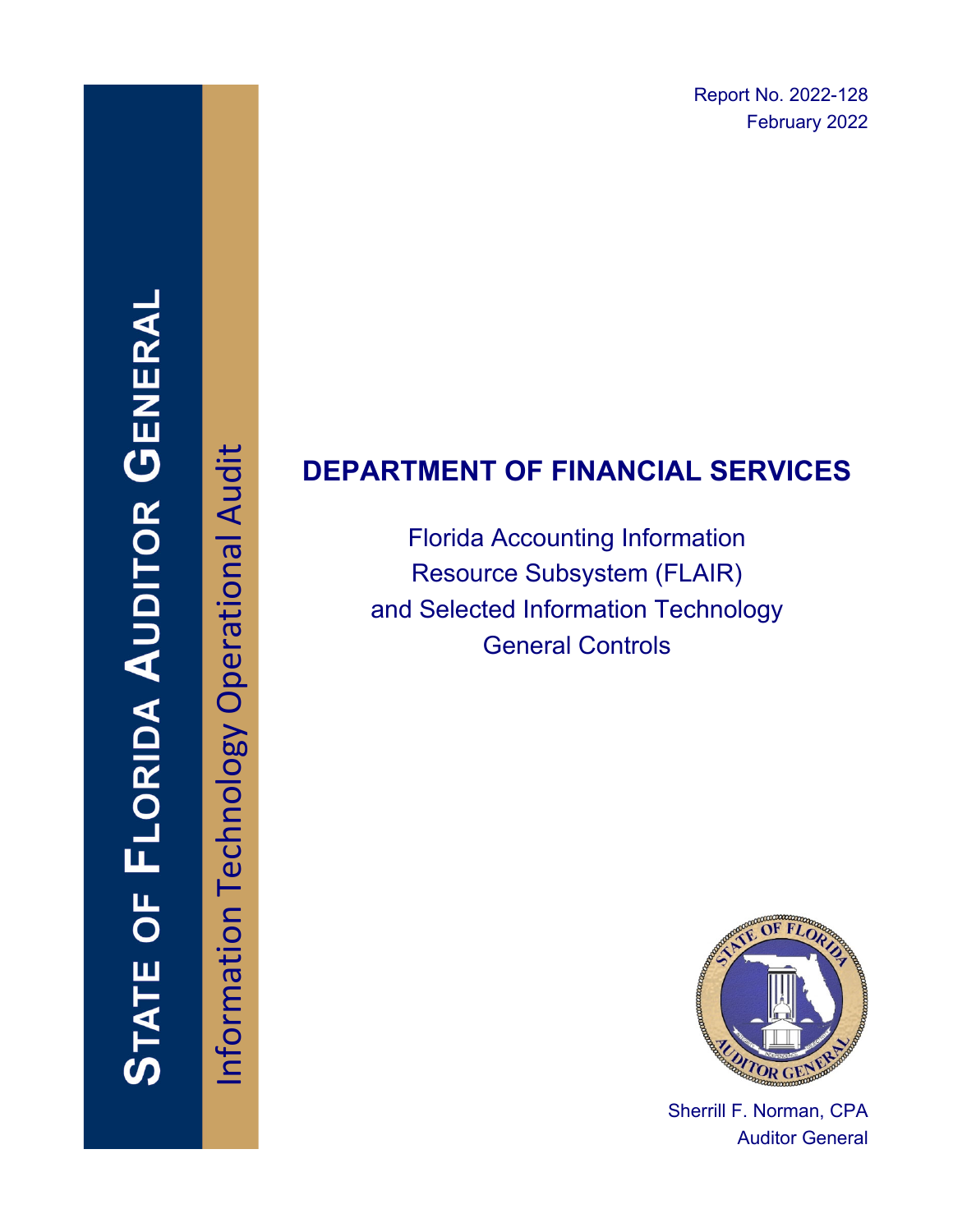Report No. 2022-128
February 2022

STATE OF FLORIDA AUDITOR GENERAL

Information Technology Operational Audit

# DEPARTMENT OF FINANCIAL SERVICES

Florida Accounting Information Resource Subsystem (FLAIR) and Selected Information Technology General Controls

Sherrill F. Norman, CPA
Auditor General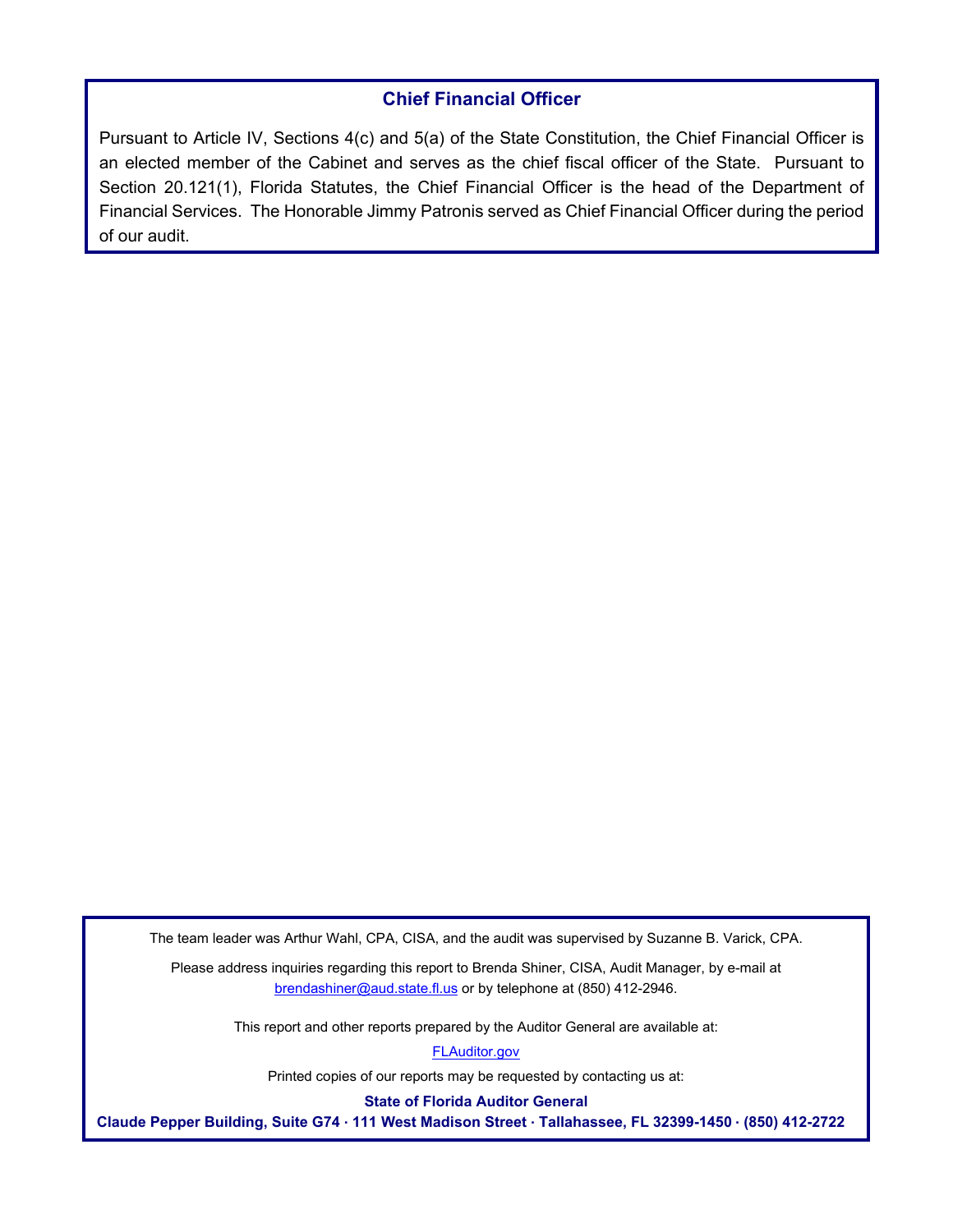## Chief Financial Officer

Pursuant to Article IV, Sections 4(c) and 5(a) of the State Constitution, the Chief Financial Officer is an elected member of the Cabinet and serves as the chief fiscal officer of the State. Pursuant to Section 20.121(1), Florida Statutes, the Chief Financial Officer is the head of the Department of Financial Services. The Honorable Jimmy Patronis served as Chief Financial Officer during the period of our audit.

The team leader was Arthur Wahl, CPA, CISA, and the audit was supervised by Suzanne B. Varick, CPA.

Please address inquiries regarding this report to Brenda Shiner, CISA, Audit Manager, by e-mail at brendashiner@aud.state.fl.us or by telephone at (850) 412-2946.

This report and other reports prepared by the Auditor General are available at:

FLAuditor.gov

Printed copies of our reports may be requested by contacting us at:

**State of Florida Auditor General**

**Claude Pepper Building, Suite G74 · 111 West Madison Street · Tallahassee, FL 32399-1450 · (850) 412-2722**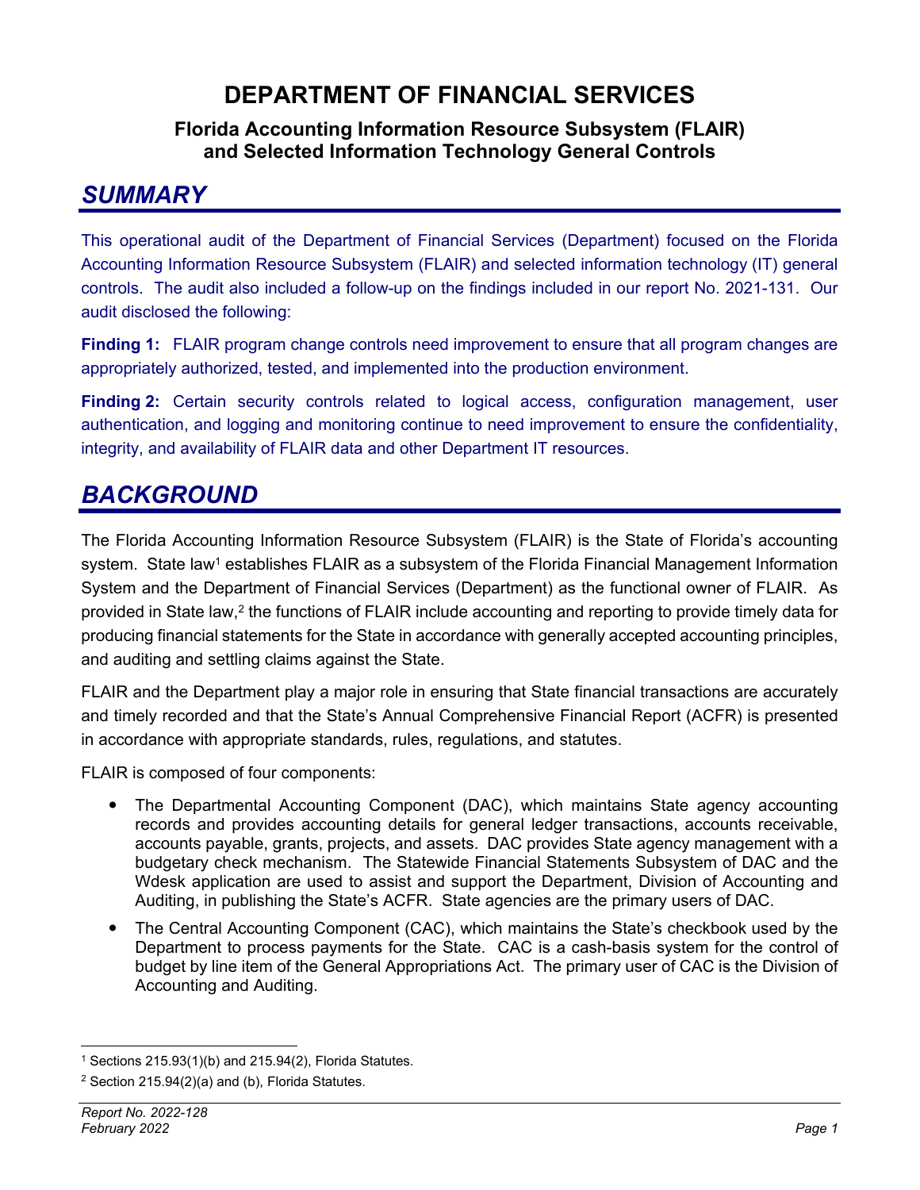# DEPARTMENT OF FINANCIAL SERVICES

### Florida Accounting Information Resource Subsystem (FLAIR) and Selected Information Technology General Controls

## *SUMMARY*

This operational audit of the Department of Financial Services (Department) focused on the Florida Accounting Information Resource Subsystem (FLAIR) and selected information technology (IT) general controls. The audit also included a follow-up on the findings included in our report No. 2021-131. Our audit disclosed the following:

**Finding 1:** FLAIR program change controls need improvement to ensure that all program changes are appropriately authorized, tested, and implemented into the production environment.

**Finding 2:** Certain security controls related to logical access, configuration management, user authentication, and logging and monitoring continue to need improvement to ensure the confidentiality, integrity, and availability of FLAIR data and other Department IT resources.

## *BACKGROUND*

The Florida Accounting Information Resource Subsystem (FLAIR) is the State of Florida's accounting system. State law[1] establishes FLAIR as a subsystem of the Florida Financial Management Information System and the Department of Financial Services (Department) as the functional owner of FLAIR. As provided in State law,[2] the functions of FLAIR include accounting and reporting to provide timely data for producing financial statements for the State in accordance with generally accepted accounting principles, and auditing and settling claims against the State.

FLAIR and the Department play a major role in ensuring that State financial transactions are accurately and timely recorded and that the State's Annual Comprehensive Financial Report (ACFR) is presented in accordance with appropriate standards, rules, regulations, and statutes.

FLAIR is composed of four components:

- The Departmental Accounting Component (DAC), which maintains State agency accounting records and provides accounting details for general ledger transactions, accounts receivable, accounts payable, grants, projects, and assets. DAC provides State agency management with a budgetary check mechanism. The Statewide Financial Statements Subsystem of DAC and the Wdesk application are used to assist and support the Department, Division of Accounting and Auditing, in publishing the State's ACFR. State agencies are the primary users of DAC.
- The Central Accounting Component (CAC), which maintains the State's checkbook used by the Department to process payments for the State. CAC is a cash-basis system for the control of budget by line item of the General Appropriations Act. The primary user of CAC is the Division of Accounting and Auditing.

[1] Sections 215.93(1)(b) and 215.94(2), Florida Statutes.

[2] Section 215.94(2)(a) and (b), Florida Statutes.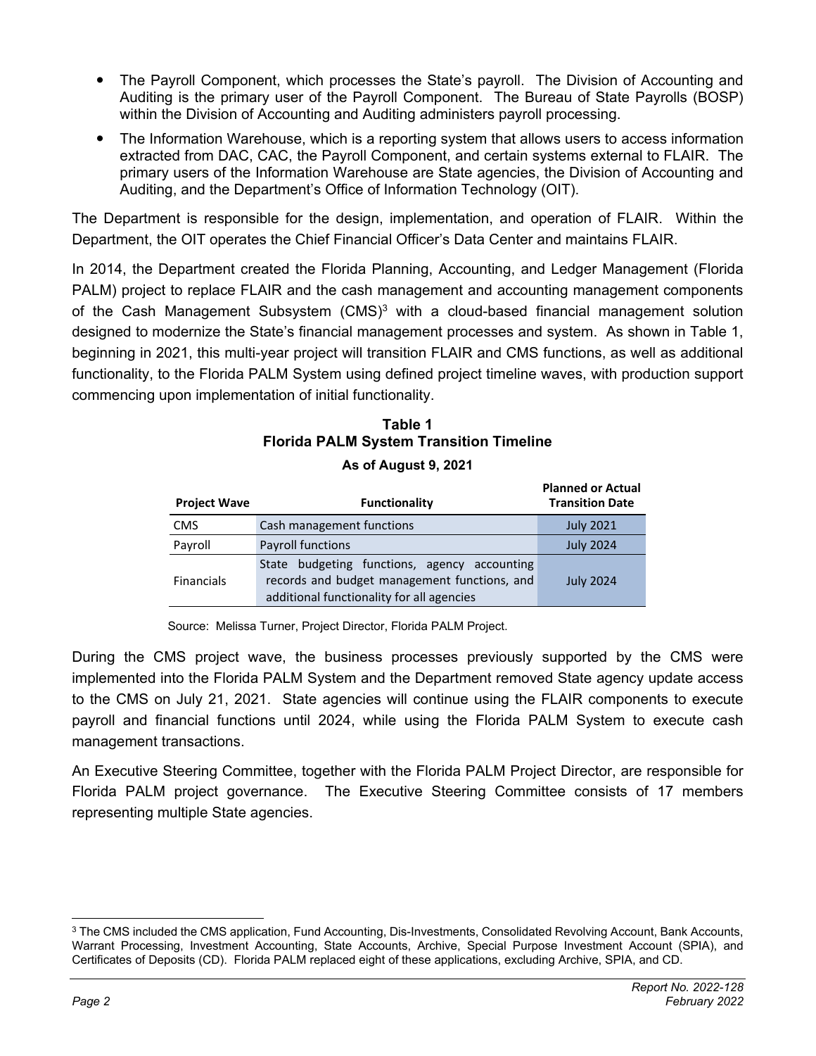- The Payroll Component, which processes the State's payroll. The Division of Accounting and Auditing is the primary user of the Payroll Component. The Bureau of State Payrolls (BOSP) within the Division of Accounting and Auditing administers payroll processing.
- The Information Warehouse, which is a reporting system that allows users to access information extracted from DAC, CAC, the Payroll Component, and certain systems external to FLAIR. The primary users of the Information Warehouse are State agencies, the Division of Accounting and Auditing, and the Department's Office of Information Technology (OIT).

The Department is responsible for the design, implementation, and operation of FLAIR. Within the Department, the OIT operates the Chief Financial Officer's Data Center and maintains FLAIR.

In 2014, the Department created the Florida Planning, Accounting, and Ledger Management (Florida PALM) project to replace FLAIR and the cash management and accounting management components of the Cash Management Subsystem (CMS)[3] with a cloud-based financial management solution designed to modernize the State's financial management processes and system. As shown in Table 1, beginning in 2021, this multi-year project will transition FLAIR and CMS functions, as well as additional functionality, to the Florida PALM System using defined project timeline waves, with production support commencing upon implementation of initial functionality.

**Table 1**
**Florida PALM System Transition Timeline**
**As of August 9, 2021**

| Project Wave | Functionality | Planned or Actual Transition Date |
|---|---|---|
| CMS | Cash management functions | July 2021 |
| Payroll | Payroll functions | July 2024 |
| Financials | State budgeting functions, agency accounting records and budget management functions, and additional functionality for all agencies | July 2024 |

Source: Melissa Turner, Project Director, Florida PALM Project.

During the CMS project wave, the business processes previously supported by the CMS were implemented into the Florida PALM System and the Department removed State agency update access to the CMS on July 21, 2021. State agencies will continue using the FLAIR components to execute payroll and financial functions until 2024, while using the Florida PALM System to execute cash management transactions.

An Executive Steering Committee, together with the Florida PALM Project Director, are responsible for Florida PALM project governance. The Executive Steering Committee consists of 17 members representing multiple State agencies.

[3] The CMS included the CMS application, Fund Accounting, Dis-Investments, Consolidated Revolving Account, Bank Accounts, Warrant Processing, Investment Accounting, State Accounts, Archive, Special Purpose Investment Account (SPIA), and Certificates of Deposits (CD). Florida PALM replaced eight of these applications, excluding Archive, SPIA, and CD.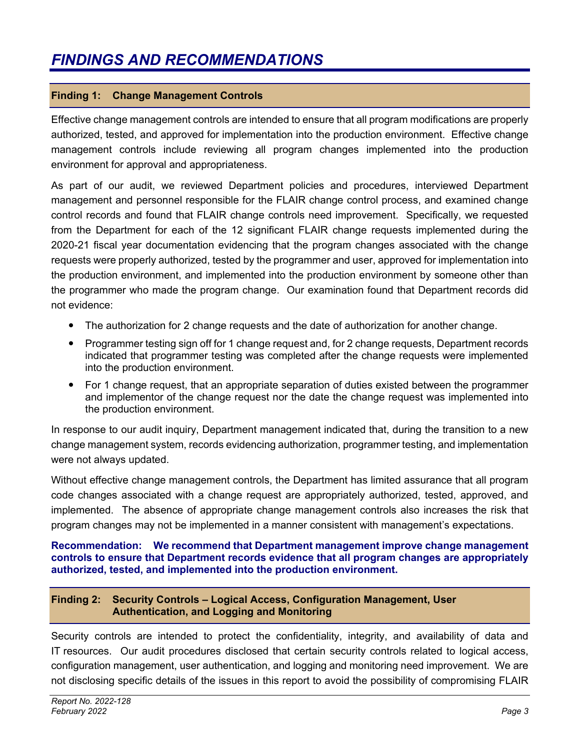# FINDINGS AND RECOMMENDATIONS

## Finding 1: Change Management Controls

Effective change management controls are intended to ensure that all program modifications are properly authorized, tested, and approved for implementation into the production environment. Effective change management controls include reviewing all program changes implemented into the production environment for approval and appropriateness.

As part of our audit, we reviewed Department policies and procedures, interviewed Department management and personnel responsible for the FLAIR change control process, and examined change control records and found that FLAIR change controls need improvement. Specifically, we requested from the Department for each of the 12 significant FLAIR change requests implemented during the 2020-21 fiscal year documentation evidencing that the program changes associated with the change requests were properly authorized, tested by the programmer and user, approved for implementation into the production environment, and implemented into the production environment by someone other than the programmer who made the program change. Our examination found that Department records did not evidence:

- The authorization for 2 change requests and the date of authorization for another change.
- Programmer testing sign off for 1 change request and, for 2 change requests, Department records indicated that programmer testing was completed after the change requests were implemented into the production environment.
- For 1 change request, that an appropriate separation of duties existed between the programmer and implementor of the change request nor the date the change request was implemented into the production environment.

In response to our audit inquiry, Department management indicated that, during the transition to a new change management system, records evidencing authorization, programmer testing, and implementation were not always updated.

Without effective change management controls, the Department has limited assurance that all program code changes associated with a change request are appropriately authorized, tested, approved, and implemented. The absence of appropriate change management controls also increases the risk that program changes may not be implemented in a manner consistent with management's expectations.

**Recommendation: We recommend that Department management improve change management controls to ensure that Department records evidence that all program changes are appropriately authorized, tested, and implemented into the production environment.**

## Finding 2: Security Controls – Logical Access, Configuration Management, User Authentication, and Logging and Monitoring

Security controls are intended to protect the confidentiality, integrity, and availability of data and IT resources. Our audit procedures disclosed that certain security controls related to logical access, configuration management, user authentication, and logging and monitoring need improvement. We are not disclosing specific details of the issues in this report to avoid the possibility of compromising FLAIR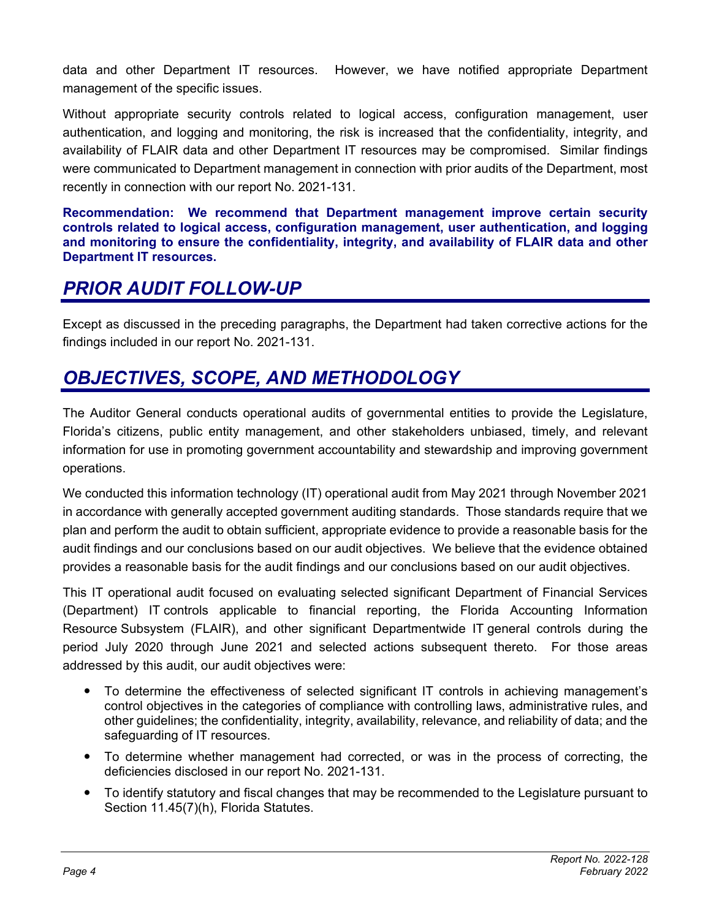data and other Department IT resources. However, we have notified appropriate Department management of the specific issues.

Without appropriate security controls related to logical access, configuration management, user authentication, and logging and monitoring, the risk is increased that the confidentiality, integrity, and availability of FLAIR data and other Department IT resources may be compromised. Similar findings were communicated to Department management in connection with prior audits of the Department, most recently in connection with our report No. 2021-131.

**Recommendation: We recommend that Department management improve certain security controls related to logical access, configuration management, user authentication, and logging and monitoring to ensure the confidentiality, integrity, and availability of FLAIR data and other Department IT resources.**

## *PRIOR AUDIT FOLLOW-UP*

Except as discussed in the preceding paragraphs, the Department had taken corrective actions for the findings included in our report No. 2021-131.

## *OBJECTIVES, SCOPE, AND METHODOLOGY*

The Auditor General conducts operational audits of governmental entities to provide the Legislature, Florida's citizens, public entity management, and other stakeholders unbiased, timely, and relevant information for use in promoting government accountability and stewardship and improving government operations.

We conducted this information technology (IT) operational audit from May 2021 through November 2021 in accordance with generally accepted government auditing standards. Those standards require that we plan and perform the audit to obtain sufficient, appropriate evidence to provide a reasonable basis for the audit findings and our conclusions based on our audit objectives. We believe that the evidence obtained provides a reasonable basis for the audit findings and our conclusions based on our audit objectives.

This IT operational audit focused on evaluating selected significant Department of Financial Services (Department) IT controls applicable to financial reporting, the Florida Accounting Information Resource Subsystem (FLAIR), and other significant Departmentwide IT general controls during the period July 2020 through June 2021 and selected actions subsequent thereto. For those areas addressed by this audit, our audit objectives were:

- To determine the effectiveness of selected significant IT controls in achieving management's control objectives in the categories of compliance with controlling laws, administrative rules, and other guidelines; the confidentiality, integrity, availability, relevance, and reliability of data; and the safeguarding of IT resources.
- To determine whether management had corrected, or was in the process of correcting, the deficiencies disclosed in our report No. 2021-131.
- To identify statutory and fiscal changes that may be recommended to the Legislature pursuant to Section 11.45(7)(h), Florida Statutes.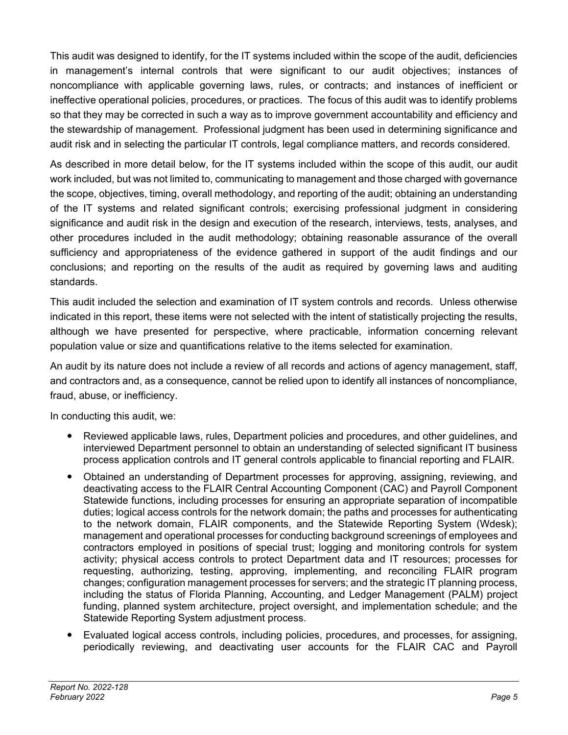This audit was designed to identify, for the IT systems included within the scope of the audit, deficiencies in management's internal controls that were significant to our audit objectives; instances of noncompliance with applicable governing laws, rules, or contracts; and instances of inefficient or ineffective operational policies, procedures, or practices. The focus of this audit was to identify problems so that they may be corrected in such a way as to improve government accountability and efficiency and the stewardship of management. Professional judgment has been used in determining significance and audit risk and in selecting the particular IT controls, legal compliance matters, and records considered.

As described in more detail below, for the IT systems included within the scope of this audit, our audit work included, but was not limited to, communicating to management and those charged with governance the scope, objectives, timing, overall methodology, and reporting of the audit; obtaining an understanding of the IT systems and related significant controls; exercising professional judgment in considering significance and audit risk in the design and execution of the research, interviews, tests, analyses, and other procedures included in the audit methodology; obtaining reasonable assurance of the overall sufficiency and appropriateness of the evidence gathered in support of the audit findings and our conclusions; and reporting on the results of the audit as required by governing laws and auditing standards.

This audit included the selection and examination of IT system controls and records. Unless otherwise indicated in this report, these items were not selected with the intent of statistically projecting the results, although we have presented for perspective, where practicable, information concerning relevant population value or size and quantifications relative to the items selected for examination.

An audit by its nature does not include a review of all records and actions of agency management, staff, and contractors and, as a consequence, cannot be relied upon to identify all instances of noncompliance, fraud, abuse, or inefficiency.

In conducting this audit, we:

- Reviewed applicable laws, rules, Department policies and procedures, and other guidelines, and interviewed Department personnel to obtain an understanding of selected significant IT business process application controls and IT general controls applicable to financial reporting and FLAIR.
- Obtained an understanding of Department processes for approving, assigning, reviewing, and deactivating access to the FLAIR Central Accounting Component (CAC) and Payroll Component Statewide functions, including processes for ensuring an appropriate separation of incompatible duties; logical access controls for the network domain; the paths and processes for authenticating to the network domain, FLAIR components, and the Statewide Reporting System (Wdesk); management and operational processes for conducting background screenings of employees and contractors employed in positions of special trust; logging and monitoring controls for system activity; physical access controls to protect Department data and IT resources; processes for requesting, authorizing, testing, approving, implementing, and reconciling FLAIR program changes; configuration management processes for servers; and the strategic IT planning process, including the status of Florida Planning, Accounting, and Ledger Management (PALM) project funding, planned system architecture, project oversight, and implementation schedule; and the Statewide Reporting System adjustment process.
- Evaluated logical access controls, including policies, procedures, and processes, for assigning, periodically reviewing, and deactivating user accounts for the FLAIR CAC and Payroll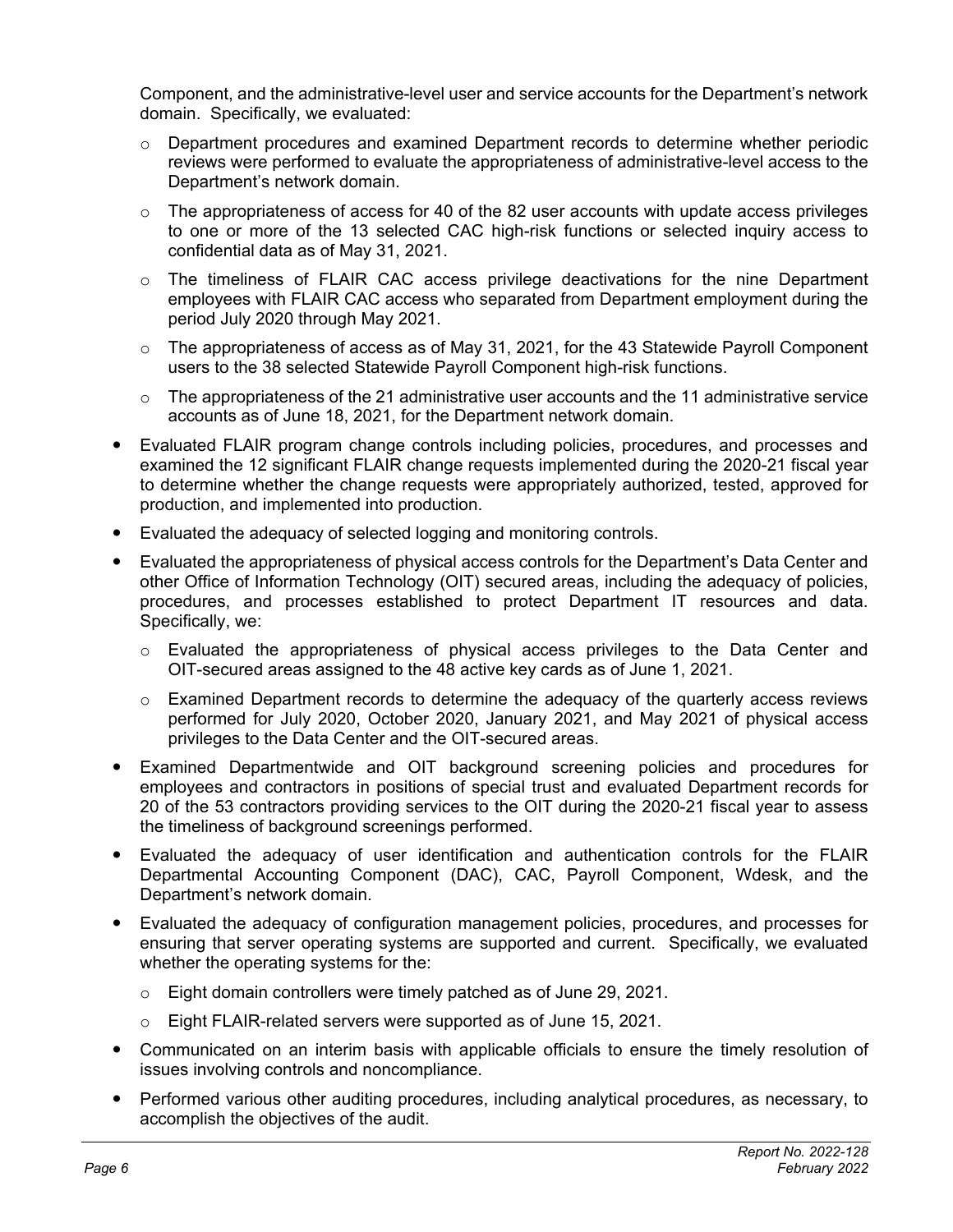Component, and the administrative-level user and service accounts for the Department's network domain. Specifically, we evaluated:

  - Department procedures and examined Department records to determine whether periodic reviews were performed to evaluate the appropriateness of administrative-level access to the Department's network domain.
  - The appropriateness of access for 40 of the 82 user accounts with update access privileges to one or more of the 13 selected CAC high-risk functions or selected inquiry access to confidential data as of May 31, 2021.
  - The timeliness of FLAIR CAC access privilege deactivations for the nine Department employees with FLAIR CAC access who separated from Department employment during the period July 2020 through May 2021.
  - The appropriateness of access as of May 31, 2021, for the 43 Statewide Payroll Component users to the 38 selected Statewide Payroll Component high-risk functions.
  - The appropriateness of the 21 administrative user accounts and the 11 administrative service accounts as of June 18, 2021, for the Department network domain.

- Evaluated FLAIR program change controls including policies, procedures, and processes and examined the 12 significant FLAIR change requests implemented during the 2020-21 fiscal year to determine whether the change requests were appropriately authorized, tested, approved for production, and implemented into production.
- Evaluated the adequacy of selected logging and monitoring controls.
- Evaluated the appropriateness of physical access controls for the Department's Data Center and other Office of Information Technology (OIT) secured areas, including the adequacy of policies, procedures, and processes established to protect Department IT resources and data. Specifically, we:
  - Evaluated the appropriateness of physical access privileges to the Data Center and OIT-secured areas assigned to the 48 active key cards as of June 1, 2021.
  - Examined Department records to determine the adequacy of the quarterly access reviews performed for July 2020, October 2020, January 2021, and May 2021 of physical access privileges to the Data Center and the OIT-secured areas.
- Examined Departmentwide and OIT background screening policies and procedures for employees and contractors in positions of special trust and evaluated Department records for 20 of the 53 contractors providing services to the OIT during the 2020-21 fiscal year to assess the timeliness of background screenings performed.
- Evaluated the adequacy of user identification and authentication controls for the FLAIR Departmental Accounting Component (DAC), CAC, Payroll Component, Wdesk, and the Department's network domain.
- Evaluated the adequacy of configuration management policies, procedures, and processes for ensuring that server operating systems are supported and current. Specifically, we evaluated whether the operating systems for the:
  - Eight domain controllers were timely patched as of June 29, 2021.
  - Eight FLAIR-related servers were supported as of June 15, 2021.
- Communicated on an interim basis with applicable officials to ensure the timely resolution of issues involving controls and noncompliance.
- Performed various other auditing procedures, including analytical procedures, as necessary, to accomplish the objectives of the audit.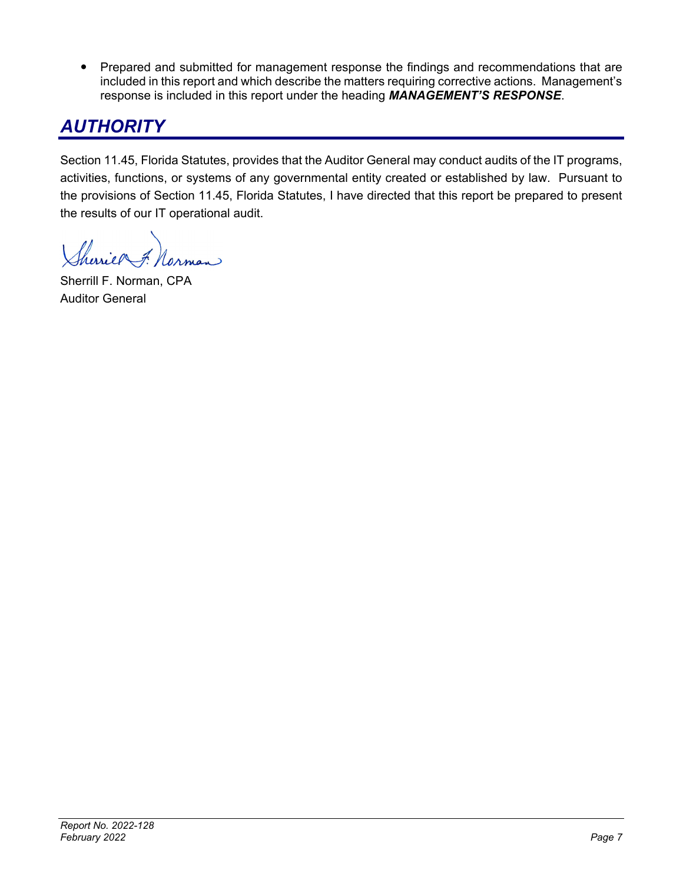- Prepared and submitted for management response the findings and recommendations that are included in this report and which describe the matters requiring corrective actions. Management's response is included in this report under the heading ***MANAGEMENT'S RESPONSE***.

## *AUTHORITY*

Section 11.45, Florida Statutes, provides that the Auditor General may conduct audits of the IT programs, activities, functions, or systems of any governmental entity created or established by law. Pursuant to the provisions of Section 11.45, Florida Statutes, I have directed that this report be prepared to present the results of our IT operational audit.

Sherrill F. Norman, CPA
Auditor General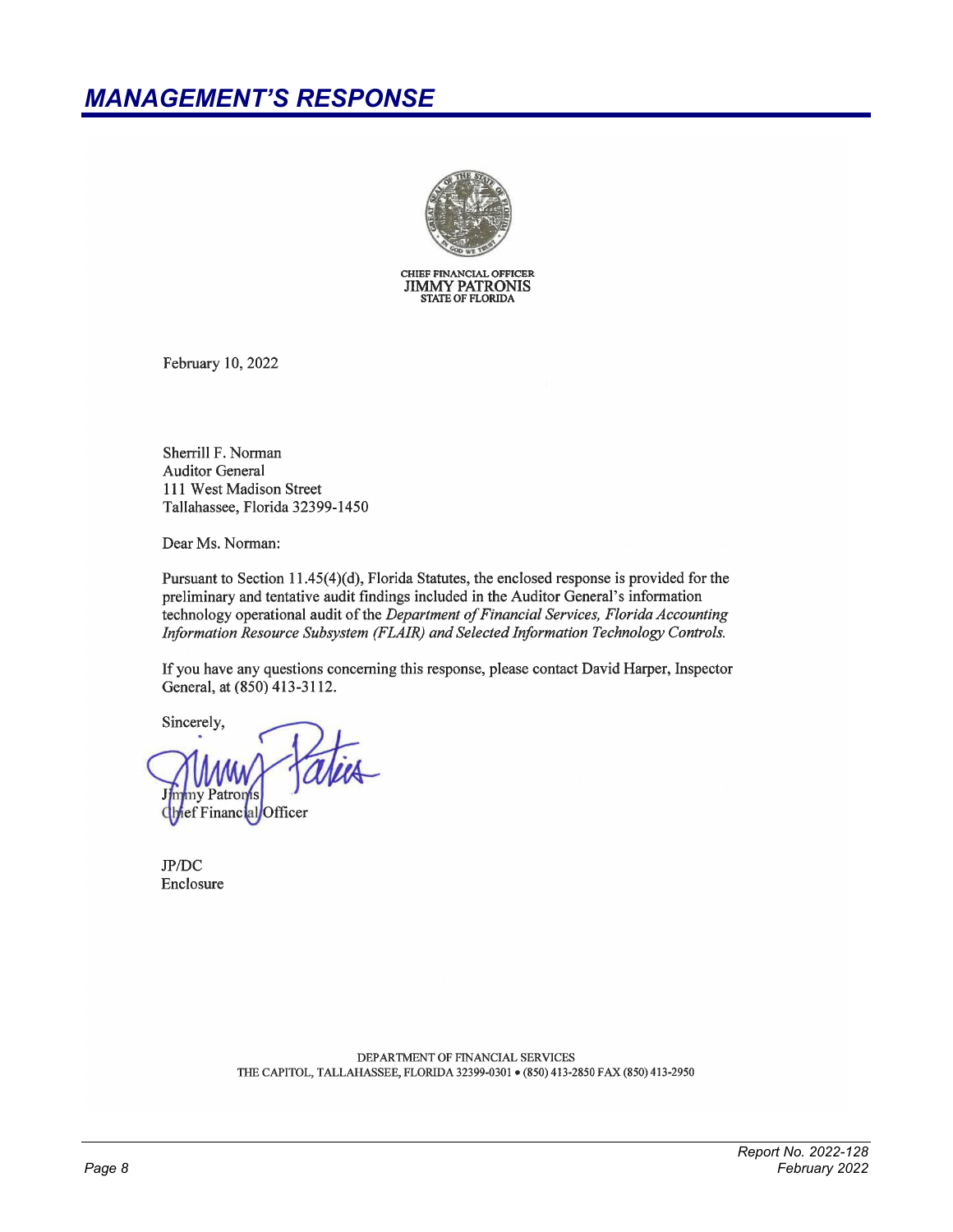## MANAGEMENT'S RESPONSE

CHIEF FINANCIAL OFFICER
JIMMY PATRONIS
STATE OF FLORIDA

February 10, 2022

Sherrill F. Norman
Auditor General
111 West Madison Street
Tallahassee, Florida 32399-1450

Dear Ms. Norman:

Pursuant to Section 11.45(4)(d), Florida Statutes, the enclosed response is provided for the preliminary and tentative audit findings included in the Auditor General's information technology operational audit of the *Department of Financial Services, Florida Accounting Information Resource Subsystem (FLAIR) and Selected Information Technology Controls.*

If you have any questions concerning this response, please contact David Harper, Inspector General, at (850) 413-3112.

Sincerely,

Jimmy Patronis
Chief Financial Officer

JP/DC
Enclosure

DEPARTMENT OF FINANCIAL SERVICES
THE CAPITOL, TALLAHASSEE, FLORIDA 32399-0301 • (850) 413-2850 FAX (850) 413-2950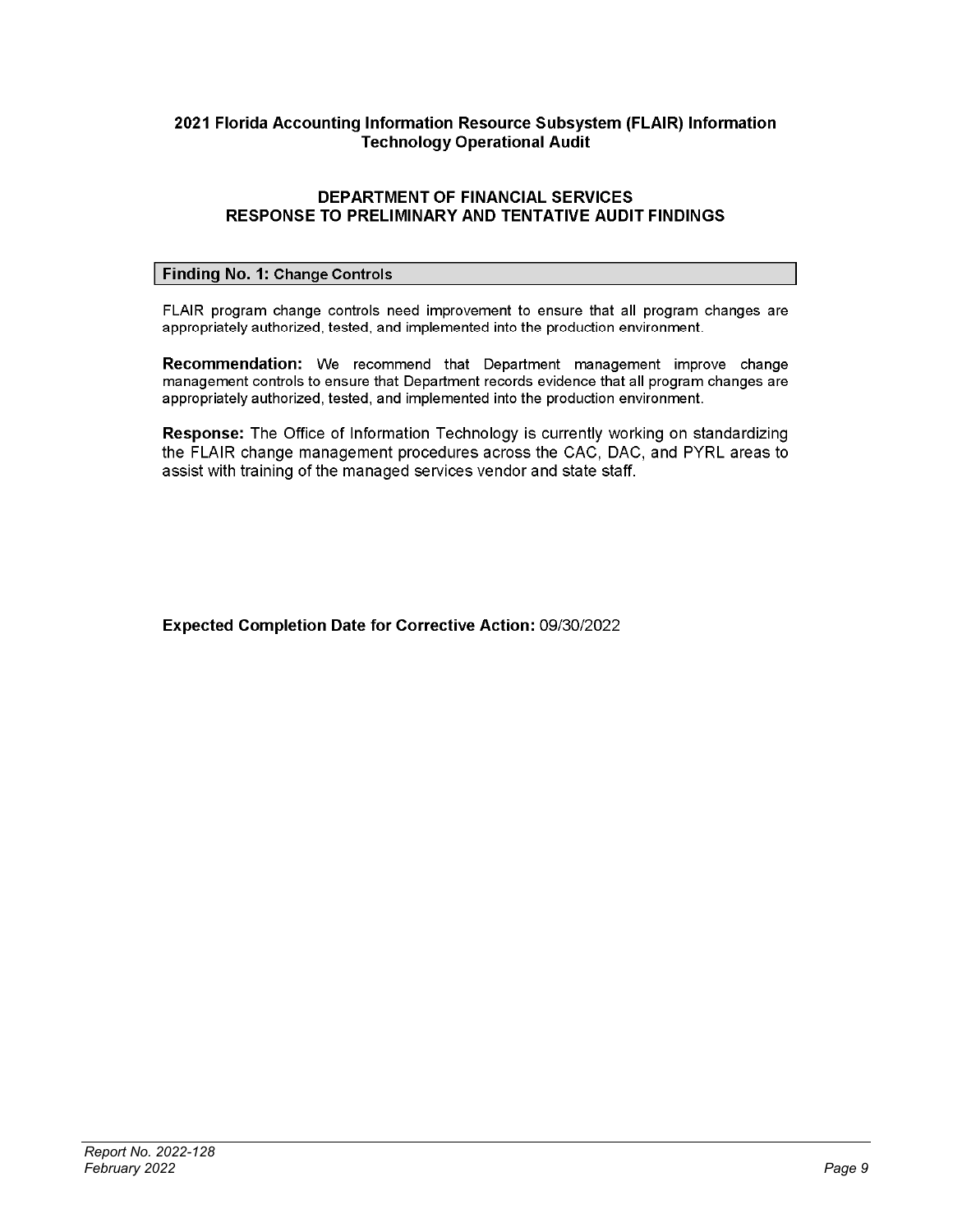## 2021 Florida Accounting Information Resource Subsystem (FLAIR) Information Technology Operational Audit

### DEPARTMENT OF FINANCIAL SERVICES
### RESPONSE TO PRELIMINARY AND TENTATIVE AUDIT FINDINGS

**Finding No. 1:** Change Controls

FLAIR program change controls need improvement to ensure that all program changes are appropriately authorized, tested, and implemented into the production environment.

**Recommendation:** We recommend that Department management improve change management controls to ensure that Department records evidence that all program changes are appropriately authorized, tested, and implemented into the production environment.

**Response:** The Office of Information Technology is currently working on standardizing the FLAIR change management procedures across the CAC, DAC, and PYRL areas to assist with training of the managed services vendor and state staff.

**Expected Completion Date for Corrective Action:** 09/30/2022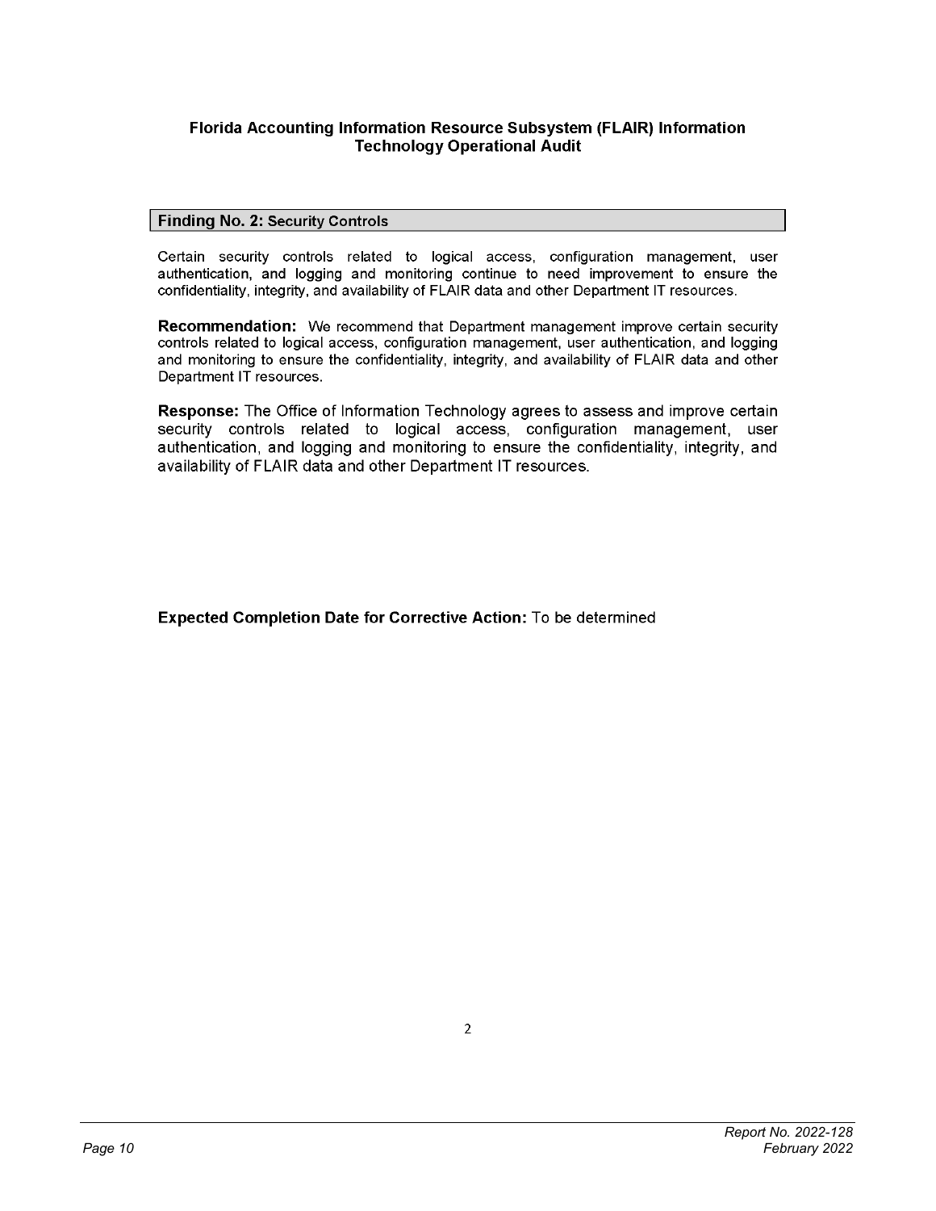**Florida Accounting Information Resource Subsystem (FLAIR) Information Technology Operational Audit**

| **Finding No. 2:** Security Controls |
| --- |

Certain security controls related to logical access, configuration management, user authentication, and logging and monitoring continue to need improvement to ensure the confidentiality, integrity, and availability of FLAIR data and other Department IT resources.

**Recommendation:** We recommend that Department management improve certain security controls related to logical access, configuration management, user authentication, and logging and monitoring to ensure the confidentiality, integrity, and availability of FLAIR data and other Department IT resources.

**Response:** The Office of Information Technology agrees to assess and improve certain security controls related to logical access, configuration management, user authentication, and logging and monitoring to ensure the confidentiality, integrity, and availability of FLAIR data and other Department IT resources.

**Expected Completion Date for Corrective Action:** To be determined